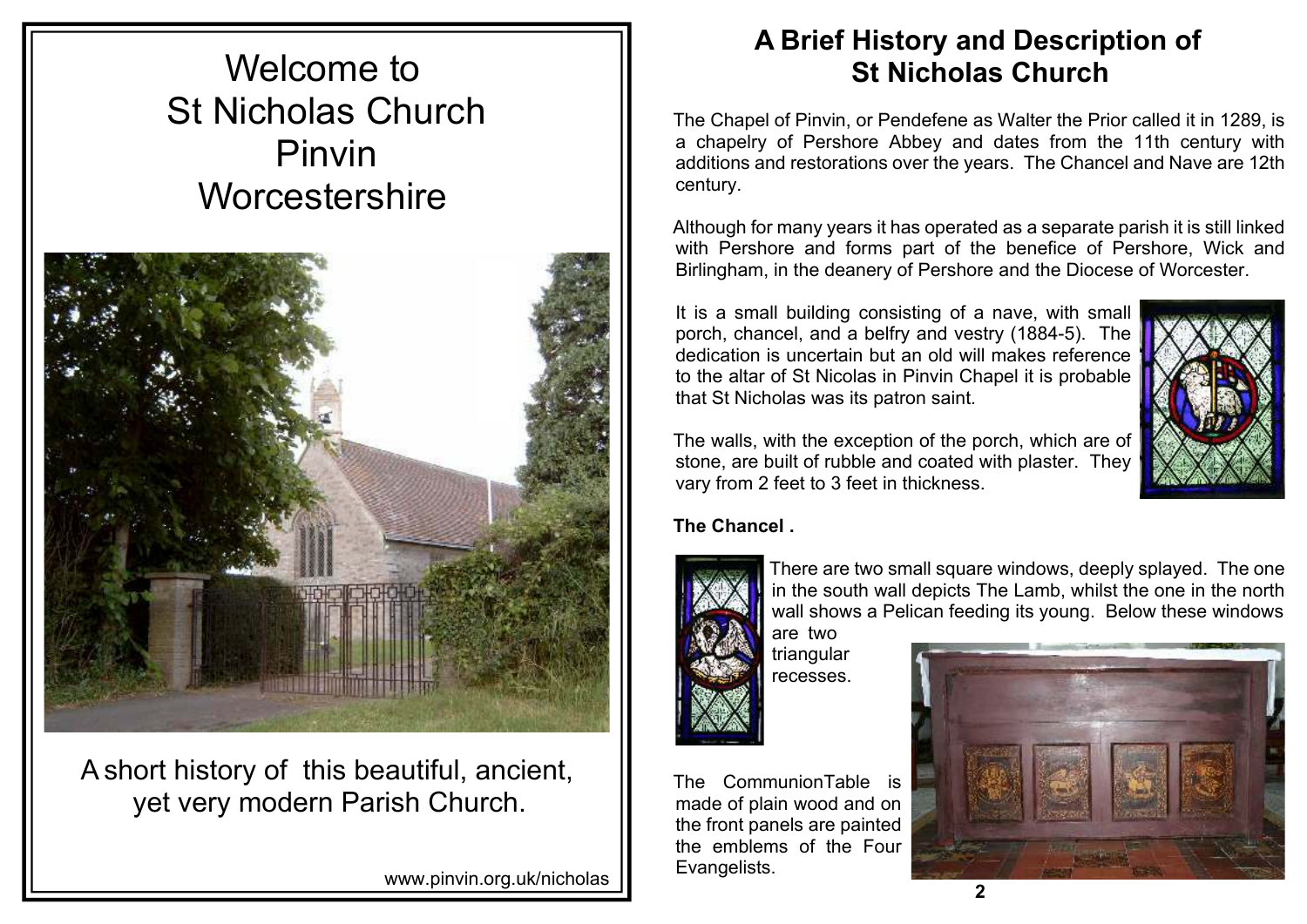# Welcome to St Nicholas Church Pinvin Worcestershire

A short history of this beautiful, ancient, yet very modern Parish Church.

www.pinvin.org.uk/nicholas

## A Brief History and Description of St Nicholas Church

The Chapel of Pinvin, or Pendefene as Walter the Prior called it in 1289, is a chapelry of Pershore Abbey and dates from the 11th century with additions and restorations over the years. The Chancel and Nave are 12th century.

Although for many years it has operated as a separate parish it is still linked with Pershore and forms part of the benefice of Pershore, Wick and Birlingham, in the deanery of Pershore and the Diocese of Worcester.

It is a small building consisting of a nave, with small porch, chancel, and a belfry and vestry (1884-5). The dedication is uncertain but an old will makes reference to the altar of St Nicolas in Pinvin Chapel it is probable that St Nicholas was its patron saint.

The walls, with the exception of the porch, which are of stone, are built of rubble and coated with plaster. They vary from 2 feet to 3 feet in thickness.

### The Chancel .

There are two small square windows, deeply splayed. The one in the south wall depicts The Lamb, whilst the one in the north wall shows a Pelican feeding its young. Below these windows are two triangular recesses.

The CommunionTable is made of plain wood and on the front panels are painted the emblems of the Four Evangelists.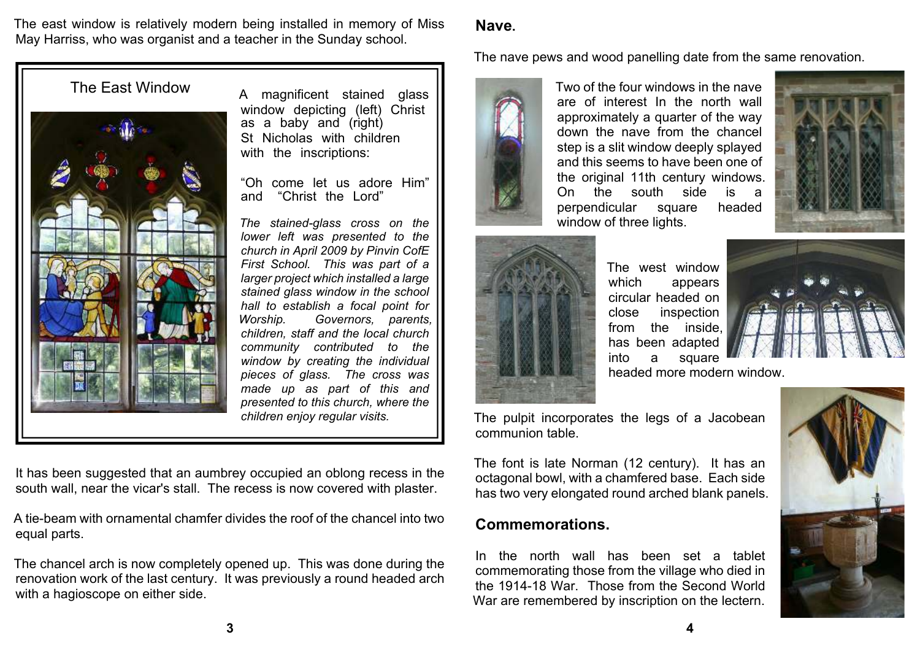The east window is relatively modern being installed in memory of Miss May Harriss, who was organist and a teacher in the Sunday school.

### The East Window

A magnificent stained glass window depicting (left) Christ as a baby and (right) St Nicholas with children with the inscriptions:

"Oh come let us adore Him" and "Christ the Lord"

*The stained-glass cross on the lower left was presented to the church in April 2009 by Pinvin CofE First School. This was part of a larger project which installed a large stained glass window in the school hall to establish a focal point for Worship. Governors, parents, children, staff and the local church community contributed to the window by creating the individual pieces of glass. The cross was made up as part of this and presented to this church, where the children enjoy regular visits.*

It has been suggested that an aumbrey occupied an oblong recess in the south wall, near the vicar's stall. The recess is now covered with plaster.

A tie-beam with ornamental chamfer divides the roof of the chancel into two equal parts.

The chancel arch is now completely opened up. This was done during the renovation work of the last century. It was previously a round headed arch with a hagioscope on either side.

## Nave.

The nave pews and wood panelling date from the same renovation.

Two of the four windows in the nave are of interest In the north wall approximately a quarter of the way down the nave from the chancel step is a slit window deeply splayed and this seems to have been one of the original 11th century windows. On the south side is a perpendicular square headed window of three lights.

The west window which appears circular headed on close inspection from the inside, has been adapted into a square headed more modern window.

The pulpit incorporates the legs of a Jacobean communion table.

The font is late Norman (12 century). It has an octagonal bowl, with a chamfered base. Each side has two very elongated round arched blank panels.

## Commemorations.

In the north wall has been set a tablet commemorating those from the village who died in the 1914-18 War. Those from the Second World War are remembered by inscription on the lectern.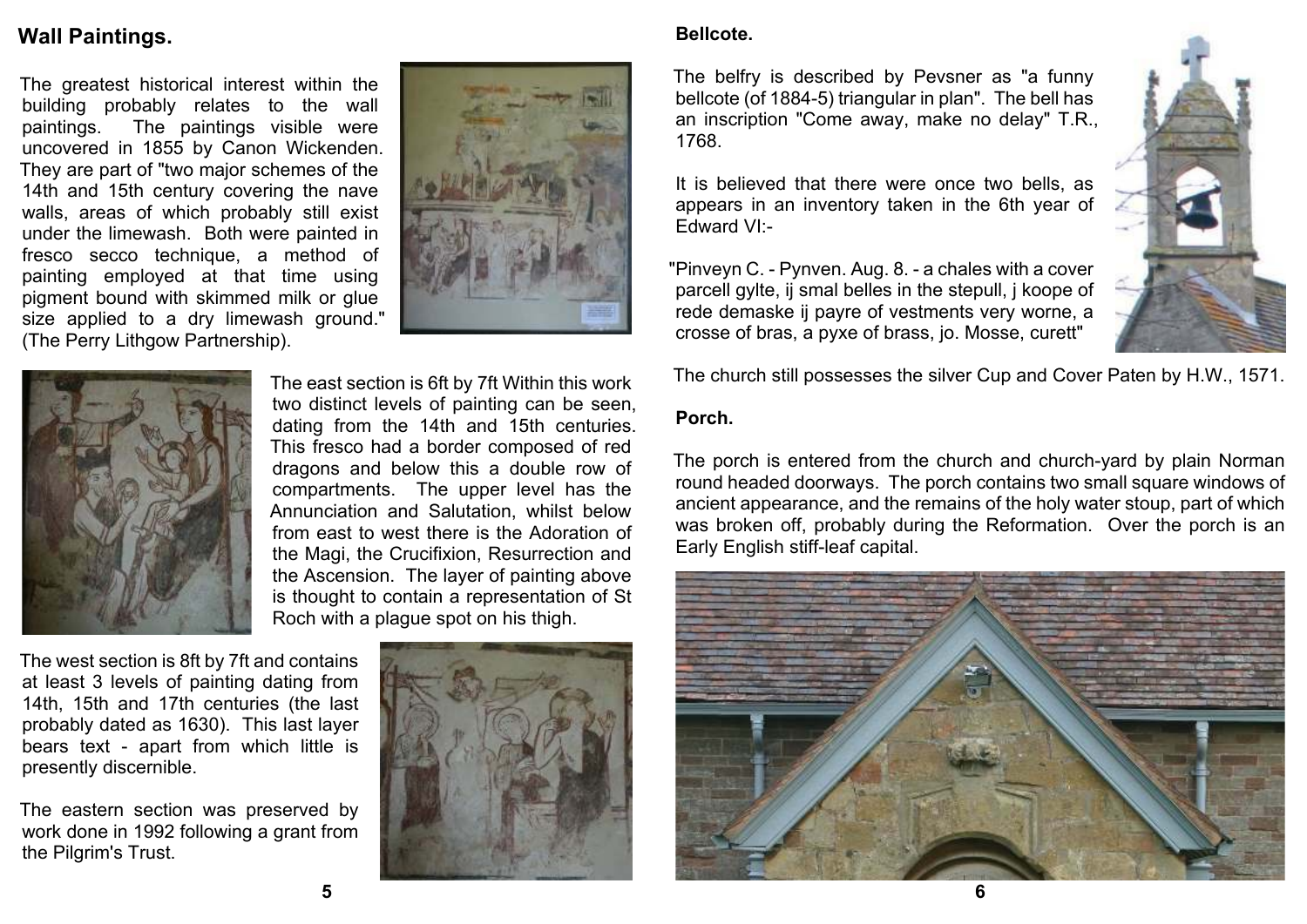## Wall Paintings.

The greatest historical interest within the building probably relates to the wall paintings. The paintings visible were uncovered in 1855 by Canon Wickenden. They are part of "two major schemes of the 14th and 15th century covering the nave walls, areas of which probably still exist under the limewash. Both were painted in fresco secco technique, a method of painting employed at that time using pigment bound with skimmed milk or glue size applied to a dry limewash ground." (The Perry Lithgow Partnership).

The east section is 6ft by 7ft Within this work two distinct levels of painting can be seen, dating from the 14th and 15th centuries. This fresco had a border composed of red dragons and below this a double row of compartments. The upper level has the Annunciation and Salutation, whilst below from east to west there is the Adoration of the Magi, the Crucifixion, Resurrection and the Ascension. The layer of painting above is thought to contain a representation of St Roch with a plague spot on his thigh.

The west section is 8ft by 7ft and contains at least 3 levels of painting dating from 14th, 15th and 17th centuries (the last probably dated as 1630). This last layer bears text - apart from which little is presently discernible.

The eastern section was preserved by work done in 1992 following a grant from the Pilgrim's Trust.

### Bellcote.

The belfry is described by Pevsner as "a funny bellcote (of 1884-5) triangular in plan". The bell has an inscription "Come away, make no delay" T.R., 1768.

It is believed that there were once two bells, as appears in an inventory taken in the 6th year of Edward VI:-

"Pinveyn C. - Pynven. Aug. 8. - a chales with a cover parcell gylte, ij smal belles in the stepull, j koope of rede demaske ij payre of vestments very worne, a crosse of bras, a pyxe of brass, jo. Mosse, curett"

The church still possesses the silver Cup and Cover Paten by H.W., 1571.

### Porch.

The porch is entered from the church and church-yard by plain Norman round headed doorways. The porch contains two small square windows of ancient appearance, and the remains of the holy water stoup, part of which was broken off, probably during the Reformation. Over the porch is an Early English stiff-leaf capital.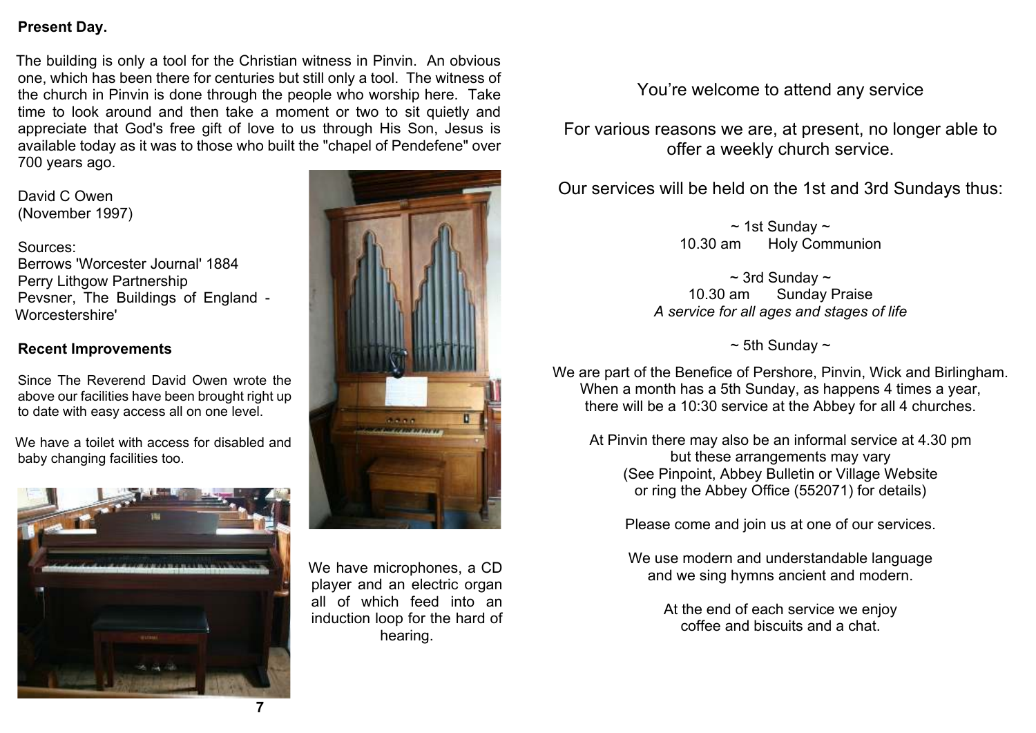**Present Day.**

The building is only a tool for the Christian witness in Pinvin. An obvious one, which has been there for centuries but still only a tool. The witness of the church in Pinvin is done through the people who worship here. Take time to look around and then take a moment or two to sit quietly and appreciate that God's free gift of love to us through His Son, Jesus is available today as it was to those who built the "chapel of Pendefene" over 700 years ago.

David C Owen
(November 1997)

Sources:
Berrows 'Worcester Journal' 1884
Perry Lithgow Partnership
Pevsner, The Buildings of England - Worcestershire'

**Recent Improvements**

Since The Reverend David Owen wrote the above our facilities have been brought right up to date with easy access all on one level.

We have a toilet with access for disabled and baby changing facilities too.

We have microphones, a CD player and an electric organ all of which feed into an induction loop for the hard of hearing.

You're welcome to attend any service

For various reasons we are, at present, no longer able to offer a weekly church service.

Our services will be held on the 1st and 3rd Sundays thus:

~ 1st Sunday ~
10.30 am Holy Communion

~ 3rd Sunday ~
10.30 am Sunday Praise
*A service for all ages and stages of life*

~ 5th Sunday ~

We are part of the Benefice of Pershore, Pinvin, Wick and Birlingham. When a month has a 5th Sunday, as happens 4 times a year, there will be a 10:30 service at the Abbey for all 4 churches.

At Pinvin there may also be an informal service at 4.30 pm but these arrangements may vary
(See Pinpoint, Abbey Bulletin or Village Website or ring the Abbey Office (552071) for details)

Please come and join us at one of our services.

We use modern and understandable language and we sing hymns ancient and modern.

At the end of each service we enjoy coffee and biscuits and a chat.